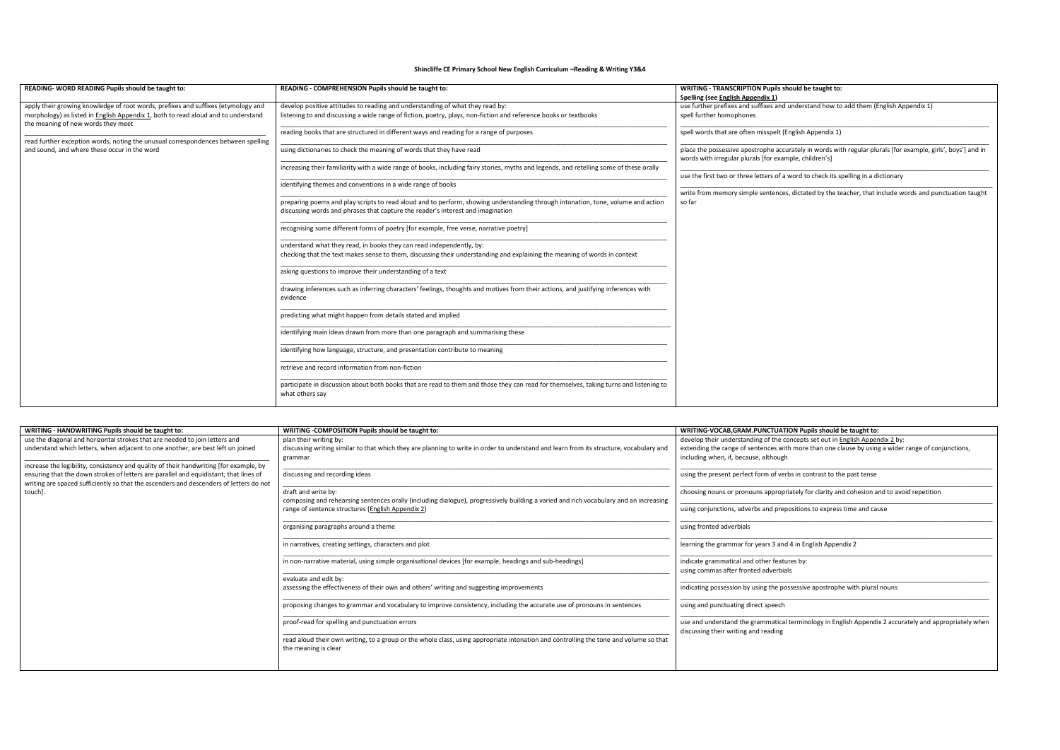**Shincliffe CE Primary School New English Curriculum –Reading & Writing Y3&4**

| READING- WORD READING Pupils should be taught to: | READING - COMPREHENSION Pupils should be taught to: | WRITING - TRANSCRIPTION Pupils should be taught to: Spelling (see English Appendix 1) |
|---|---|---|
| apply their growing knowledge of root words, prefixes and suffixes (etymology and morphology) as listed in English Appendix 1, both to read aloud and to understand the meaning of new words they meet<br><br>read further exception words, noting the unusual correspondences between spelling and sound, and where these occur in the word | develop positive attitudes to reading and understanding of what they read by:<br>listening to and discussing a wide range of fiction, poetry, plays, non-fiction and reference books or textbooks<br><br>reading books that are structured in different ways and reading for a range of purposes<br><br>using dictionaries to check the meaning of words that they have read<br><br>increasing their familiarity with a wide range of books, including fairy stories, myths and legends, and retelling some of these orally<br><br>identifying themes and conventions in a wide range of books<br><br>preparing poems and play scripts to read aloud and to perform, showing understanding through intonation, tone, volume and action discussing words and phrases that capture the reader's interest and imagination<br><br>recognising some different forms of poetry [for example, free verse, narrative poetry]<br><br>understand what they read, in books they can read independently, by:<br>checking that the text makes sense to them, discussing their understanding and explaining the meaning of words in context<br><br>asking questions to improve their understanding of a text<br><br>drawing inferences such as inferring characters' feelings, thoughts and motives from their actions, and justifying inferences with evidence<br><br>predicting what might happen from details stated and implied<br><br>identifying main ideas drawn from more than one paragraph and summarising these<br><br>identifying how language, structure, and presentation contribute to meaning<br><br>retrieve and record information from non-fiction<br><br>participate in discussion about both books that are read to them and those they can read for themselves, taking turns and listening to what others say | use further prefixes and suffixes and understand how to add them (English Appendix 1)<br>spell further homophones<br><br>spell words that are often misspelt (English Appendix 1)<br><br>place the possessive apostrophe accurately in words with regular plurals [for example, girls', boys'] and in words with irregular plurals [for example, children's]<br><br>use the first two or three letters of a word to check its spelling in a dictionary<br><br>write from memory simple sentences, dictated by the teacher, that include words and punctuation taught so far |

| WRITING - HANDWRITING Pupils should be taught to: | WRITING -COMPOSITION Pupils should be taught to: | WRITING-VOCAB,GRAM.PUNCTUATION Pupils should be taught to: |
|---|---|---|
| use the diagonal and horizontal strokes that are needed to join letters and understand which letters, when adjacent to one another, are best left un joined<br><br>increase the legibility, consistency and quality of their handwriting [for example, by ensuring that the down strokes of letters are parallel and equidistant; that lines of writing are spaced sufficiently so that the ascenders and descenders of letters do not touch]. | plan their writing by:<br>discussing writing similar to that which they are planning to write in order to understand and learn from its structure, vocabulary and grammar<br><br>discussing and recording ideas<br><br>draft and write by:<br>composing and rehearsing sentences orally (including dialogue), progressively building a varied and rich vocabulary and an increasing range of sentence structures (English Appendix 2)<br><br>organising paragraphs around a theme<br><br>in narratives, creating settings, characters and plot<br><br>in non-narrative material, using simple organisational devices [for example, headings and sub-headings]<br><br>evaluate and edit by:<br>assessing the effectiveness of their own and others' writing and suggesting improvements<br><br>proposing changes to grammar and vocabulary to improve consistency, including the accurate use of pronouns in sentences<br><br>proof-read for spelling and punctuation errors<br><br>read aloud their own writing, to a group or the whole class, using appropriate intonation and controlling the tone and volume so that the meaning is clear | develop their understanding of the concepts set out in English Appendix 2 by:<br>extending the range of sentences with more than one clause by using a wider range of conjunctions, including when, if, because, although<br><br>using the present perfect form of verbs in contrast to the past tense<br><br>choosing nouns or pronouns appropriately for clarity and cohesion and to avoid repetition<br><br>using conjunctions, adverbs and prepositions to express time and cause<br><br>using fronted adverbials<br><br>learning the grammar for years 3 and 4 in English Appendix 2<br><br>indicate grammatical and other features by:<br>using commas after fronted adverbials<br><br>indicating possession by using the possessive apostrophe with plural nouns<br><br>using and punctuating direct speech<br><br>use and understand the grammatical terminology in English Appendix 2 accurately and appropriately when discussing their writing and reading |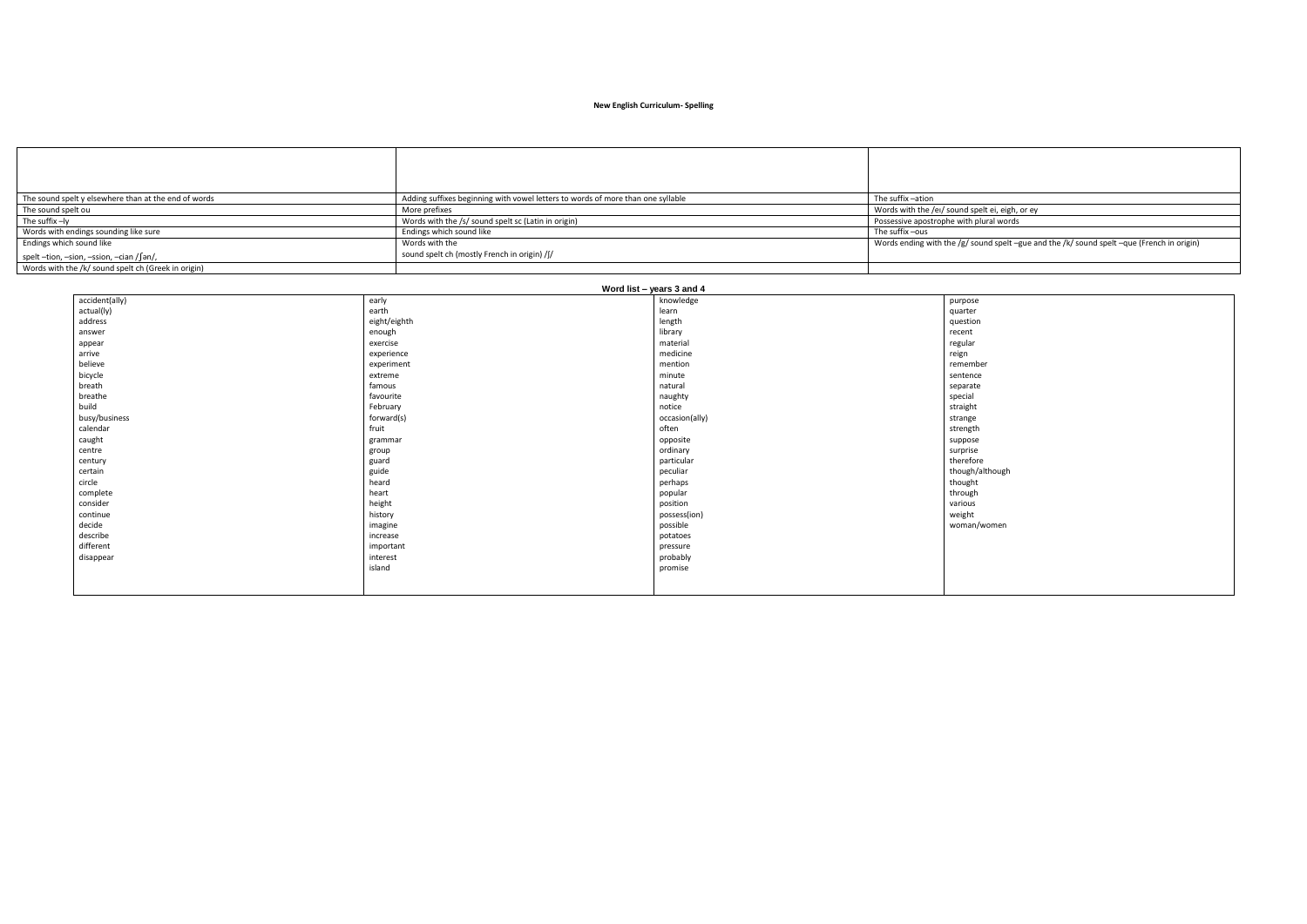**New English Curriculum- Spelling**

| | | |
|---|---|---|
| The sound spelt y elsewhere than at the end of words | Adding suffixes beginning with vowel letters to words of more than one syllable | The suffix –ation |
| The sound spelt ou | More prefixes | Words with the /eɪ/ sound spelt ei, eigh, or ey |
| The suffix –ly | Words with the /s/ sound spelt sc (Latin in origin) | Possessive apostrophe with plural words |
| Words with endings sounding like sure | Endings which sound like | The suffix –ous |
| Endings which sound like spelt –tion, –sion, –ssion, –cian /ʃən/, | Words with the sound spelt ch (mostly French in origin) /ʃ/ | Words ending with the /g/ sound spelt –gue and the /k/ sound spelt –que (French in origin) |
| Words with the /k/ sound spelt ch (Greek in origin) | | |

**Word list – years 3 and 4**

| | | | |
|---|---|---|---|
| accident(ally) | early | knowledge | purpose |
| actual(ly) | earth | learn | quarter |
| address | eight/eighth | length | question |
| answer | enough | library | recent |
| appear | exercise | material | regular |
| arrive | experience | medicine | reign |
| believe | experiment | mention | remember |
| bicycle | extreme | minute | sentence |
| breath | famous | natural | separate |
| breathe | favourite | naughty | special |
| build | February | notice | straight |
| busy/business | forward(s) | occasion(ally) | strange |
| calendar | fruit | often | strength |
| caught | grammar | opposite | suppose |
| centre | group | ordinary | surprise |
| century | guard | particular | therefore |
| certain | guide | peculiar | though/although |
| circle | heard | perhaps | thought |
| complete | heart | popular | through |
| consider | height | position | various |
| continue | history | possess(ion) | weight |
| decide | imagine | possible | woman/women |
| describe | increase | potatoes | |
| different | important | pressure | |
| disappear | interest | probably | |
| | island | promise | |